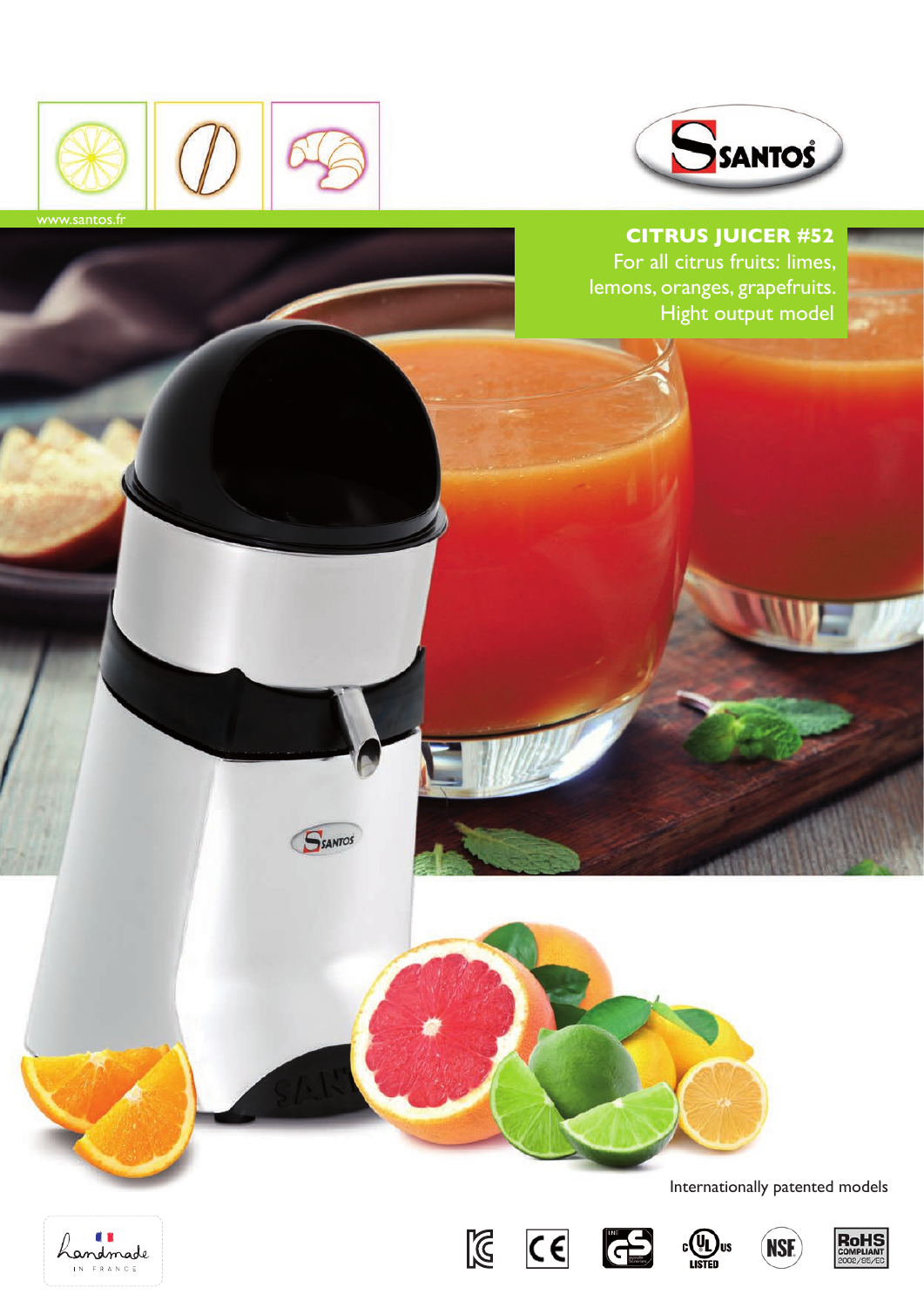www.santos.fr

# CITRUS JUICER #52

For all citrus fruits: limes, lemons, oranges, grapefruits.
Hight output model

Internationally patented models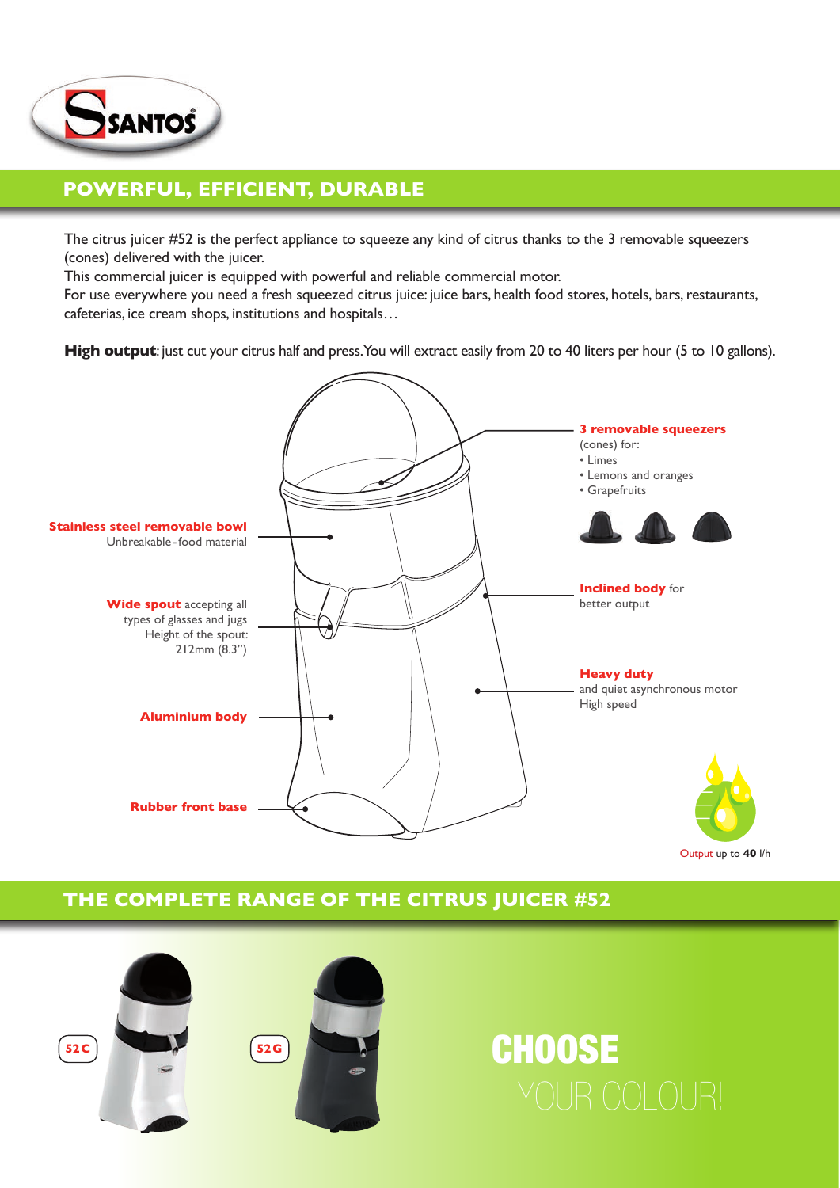## POWERFUL, EFFICIENT, DURABLE

The citrus juicer #52 is the perfect appliance to squeeze any kind of citrus thanks to the 3 removable squeezers (cones) delivered with the juicer.
This commercial juicer is equipped with powerful and reliable commercial motor.
For use everywhere you need a fresh squeezed citrus juice: juice bars, health food stores, hotels, bars, restaurants, cafeterias, ice cream shops, institutions and hospitals…

**High output**: just cut your citrus half and press. You will extract easily from 20 to 40 liters per hour (5 to 10 gallons).

**Stainless steel removable bowl**
Unbreakable - food material

**Wide spout** accepting all types of glasses and jugs
Height of the spout: 212mm (8.3")

**Aluminium body**

**Rubber front base**

**3 removable squeezers** (cones) for:
- Limes
- Lemons and oranges
- Grapefruits

**Inclined body** for better output

**Heavy duty** and quiet asynchronous motor
High speed

Output up to **40** l/h

## THE COMPLETE RANGE OF THE CITRUS JUICER #52

52C

52G

**CHOOSE**
YOUR COLOUR!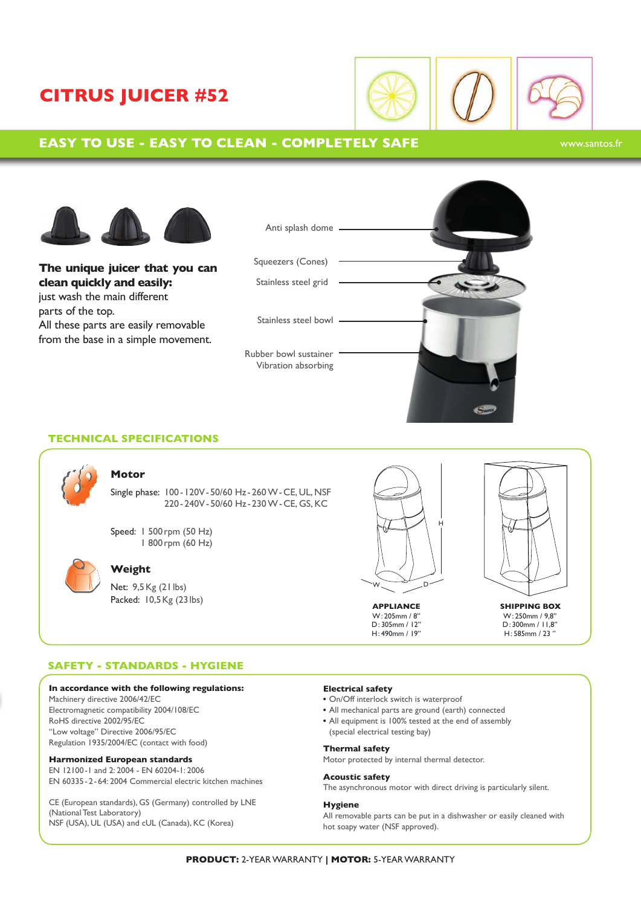# CITRUS JUICER #52

## EASY TO USE - EASY TO CLEAN - COMPLETELY SAFE

www.santos.fr

**The unique juicer that you can clean quickly and easily:** just wash the main different parts of the top.
All these parts are easily removable from the base in a simple movement.

- Anti splash dome
- Squeezers (Cones)
- Stainless steel grid
- Stainless steel bowl
- Rubber bowl sustainer Vibration absorbing

## TECHNICAL SPECIFICATIONS

### Motor

Single phase: 100 - 120V - 50/60 Hz - 260 W - CE, UL, NSF
220 - 240V - 50/60 Hz - 230 W - CE, GS, KC

Speed: 1 500 rpm (50 Hz)
1 800 rpm (60 Hz)

### Weight

Net: 9,5 Kg (21 lbs)
Packed: 10,5 Kg (23 lbs)

**APPLIANCE**
W: 205mm / 8"
D: 305mm / 12"
H: 490mm / 19"

**SHIPPING BOX**
W: 250mm / 9,8"
D: 300mm / 11,8"
H: 585mm / 23 "

## SAFETY - STANDARDS - HYGIENE

**In accordance with the following regulations:**
Machinery directive 2006/42/EC
Electromagnetic compatibility 2004/108/EC
RoHS directive 2002/95/EC
"Low voltage" Directive 2006/95/EC
Regulation 1935/2004/EC (contact with food)

**Harmonized European standards**
EN 12100-1 and 2: 2004 - EN 60204-1: 2006
EN 60335-2-64: 2004 Commercial electric kitchen machines

CE (European standards), GS (Germany) controlled by LNE (National Test Laboratory)
NSF (USA), UL (USA) and cUL (Canada), KC (Korea)

**Electrical safety**
- On/Off interlock switch is waterproof
- All mechanical parts are ground (earth) connected
- All equipment is 100% tested at the end of assembly (special electrical testing bay)

**Thermal safety**
Motor protected by internal thermal detector.

**Acoustic safety**
The asynchronous motor with direct driving is particularly silent.

**Hygiene**
All removable parts can be put in a dishwasher or easily cleaned with hot soapy water (NSF approved).

**PRODUCT:** 2-YEAR WARRANTY | **MOTOR:** 5-YEAR WARRANTY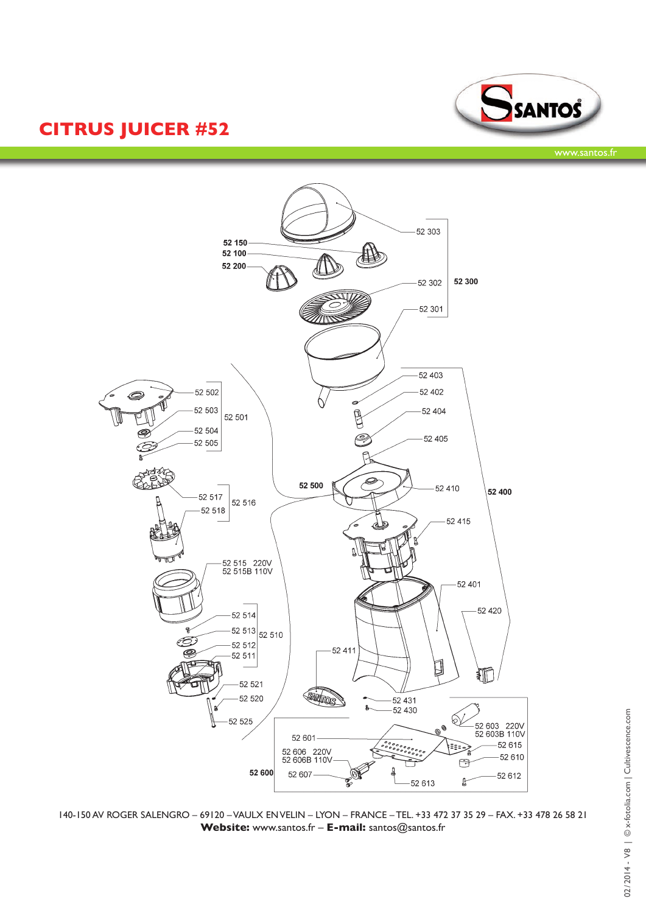# CITRUS JUICER #52

www.santos.fr

52 303
52 150
52 100
52 200
52 302
52 300
52 301
52 403
52 402
52 502
52 503
52 501
52 404
52 504
52 505
52 405
52 500
52 410
52 400
52 517
52 516
52 518
52 415
52 515 220V
52 515B 110V
52 401
52 420
52 514
52 513
52 510
52 512
52 511
52 411
52 521
52 520
52 431
52 430
52 525
52 603 220V
52 603B 110V
52 601
52 615
52 606 220V
52 606B 110V
52 610
52 600
52 607
52 612
52 613

140-150 AV ROGER SALENGRO – 69120 – VAULX EN VELIN – LYON – FRANCE – TEL. +33 472 37 35 29 – FAX. +33 478 26 58 21
**Website:** www.santos.fr – **E-mail:** santos@santos.fr

02/2014 - V8 | © x-fotolia.com | Cultivescence.com